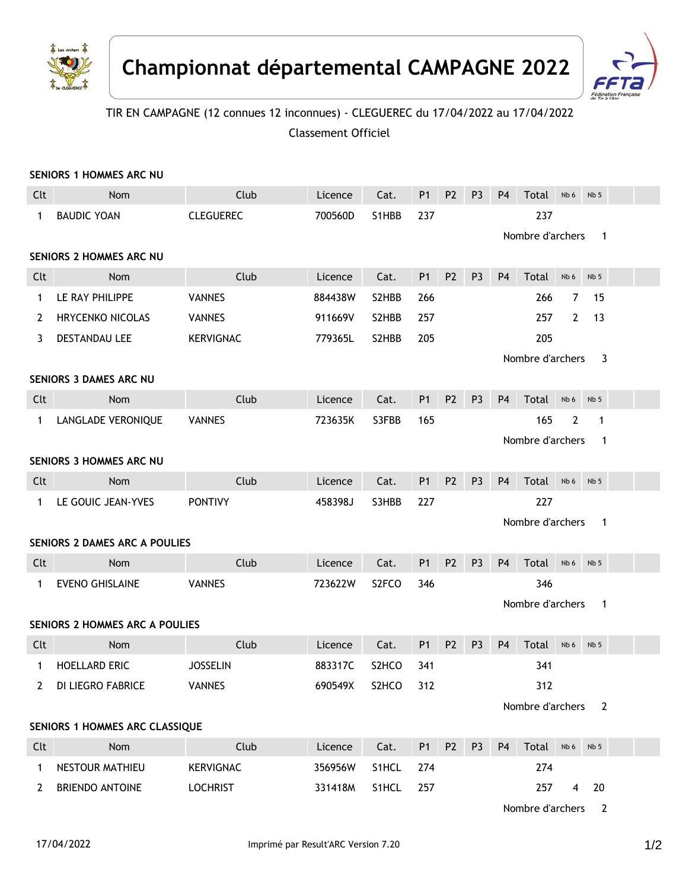# Championnat départemental CAMPAGNE 2022

TIR EN CAMPAGNE (12 connues 12 inconnues) - CLEGUEREC du 17/04/2022 au 17/04/2022

Classement Officiel

**SENIORS 1 HOMMES ARC NU**

| Clt | Nom | Club | Licence | Cat. | P1 | P2 | P3 | P4 | Total | Nb 6 | Nb 5 |
|---|---|---|---|---|---|---|---|---|---|---|---|
| 1 | BAUDIC YOAN | CLEGUEREC | 700560D | S1HBB | 237 | | | | 237 | | |

Nombre d'archers 1

**SENIORS 2 HOMMES ARC NU**

| Clt | Nom | Club | Licence | Cat. | P1 | P2 | P3 | P4 | Total | Nb 6 | Nb 5 |
|---|---|---|---|---|---|---|---|---|---|---|---|
| 1 | LE RAY PHILIPPE | VANNES | 884438W | S2HBB | 266 | | | | 266 | 7 | 15 |
| 2 | HRYCENKO NICOLAS | VANNES | 911669V | S2HBB | 257 | | | | 257 | 2 | 13 |
| 3 | DESTANDAU LEE | KERVIGNAC | 779365L | S2HBB | 205 | | | | 205 | | |

Nombre d'archers 3

**SENIORS 3 DAMES ARC NU**

| Clt | Nom | Club | Licence | Cat. | P1 | P2 | P3 | P4 | Total | Nb 6 | Nb 5 |
|---|---|---|---|---|---|---|---|---|---|---|---|
| 1 | LANGLADE VERONIQUE | VANNES | 723635K | S3FBB | 165 | | | | 165 | 2 | 1 |

Nombre d'archers 1

**SENIORS 3 HOMMES ARC NU**

| Clt | Nom | Club | Licence | Cat. | P1 | P2 | P3 | P4 | Total | Nb 6 | Nb 5 |
|---|---|---|---|---|---|---|---|---|---|---|---|
| 1 | LE GOUIC JEAN-YVES | PONTIVY | 458398J | S3HBB | 227 | | | | 227 | | |

Nombre d'archers 1

**SENIORS 2 DAMES ARC A POULIES**

| Clt | Nom | Club | Licence | Cat. | P1 | P2 | P3 | P4 | Total | Nb 6 | Nb 5 |
|---|---|---|---|---|---|---|---|---|---|---|---|
| 1 | EVENO GHISLAINE | VANNES | 723622W | S2FCO | 346 | | | | 346 | | |

Nombre d'archers 1

**SENIORS 2 HOMMES ARC A POULIES**

| Clt | Nom | Club | Licence | Cat. | P1 | P2 | P3 | P4 | Total | Nb 6 | Nb 5 |
|---|---|---|---|---|---|---|---|---|---|---|---|
| 1 | HOELLARD ERIC | JOSSELIN | 883317C | S2HCO | 341 | | | | 341 | | |
| 2 | DI LIEGRO FABRICE | VANNES | 690549X | S2HCO | 312 | | | | 312 | | |

Nombre d'archers 2

**SENIORS 1 HOMMES ARC CLASSIQUE**

| Clt | Nom | Club | Licence | Cat. | P1 | P2 | P3 | P4 | Total | Nb 6 | Nb 5 |
|---|---|---|---|---|---|---|---|---|---|---|---|
| 1 | NESTOUR MATHIEU | KERVIGNAC | 356956W | S1HCL | 274 | | | | 274 | | |
| 2 | BRIENDO ANTOINE | LOCHRIST | 331418M | S1HCL | 257 | | | | 257 | 4 | 20 |

Nombre d'archers 2

17/04/2022 Imprimé par Result'ARC Version 7.20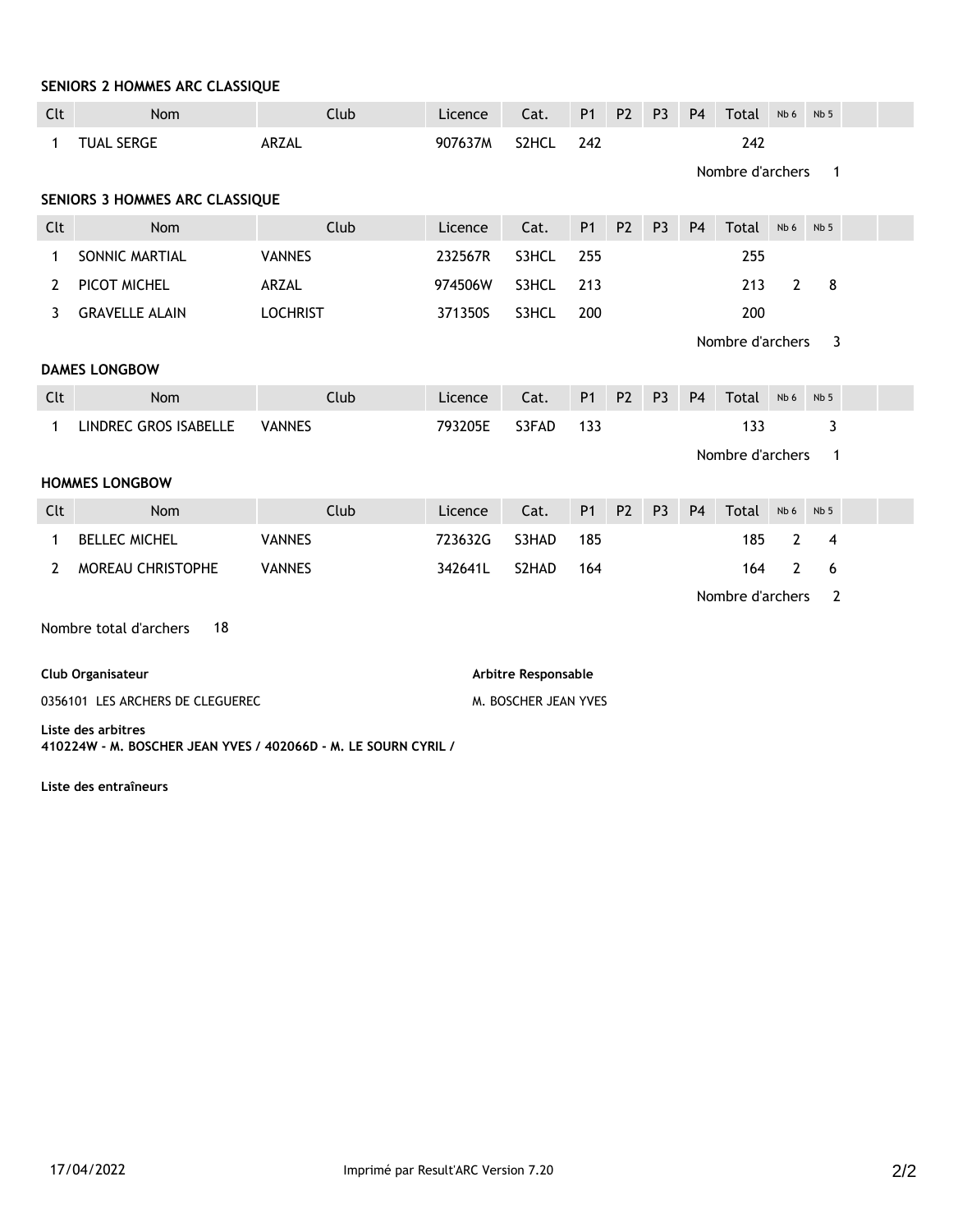### SENIORS 2 HOMMES ARC CLASSIQUE

| Clt | Nom | Club | Licence | Cat. | P1 | P2 | P3 | P4 | Total | Nb 6 | Nb 5 | | |
|---|---|---|---|---|---|---|---|---|---|---|---|---|---|
| 1 | TUAL SERGE | ARZAL | 907637M | S2HCL | 242 | | | | 242 | | | | |

Nombre d'archers 1

### SENIORS 3 HOMMES ARC CLASSIQUE

| Clt | Nom | Club | Licence | Cat. | P1 | P2 | P3 | P4 | Total | Nb 6 | Nb 5 | | |
|---|---|---|---|---|---|---|---|---|---|---|---|---|---|
| 1 | SONNIC MARTIAL | VANNES | 232567R | S3HCL | 255 | | | | 255 | | | | |
| 2 | PICOT MICHEL | ARZAL | 974506W | S3HCL | 213 | | | | 213 | 2 | 8 | | |
| 3 | GRAVELLE ALAIN | LOCHRIST | 371350S | S3HCL | 200 | | | | 200 | | | | |

Nombre d'archers 3

### DAMES LONGBOW

| Clt | Nom | Club | Licence | Cat. | P1 | P2 | P3 | P4 | Total | Nb 6 | Nb 5 | | |
|---|---|---|---|---|---|---|---|---|---|---|---|---|---|
| 1 | LINDREC GROS ISABELLE | VANNES | 793205E | S3FAD | 133 | | | | 133 | | 3 | | |

Nombre d'archers 1

### HOMMES LONGBOW

| Clt | Nom | Club | Licence | Cat. | P1 | P2 | P3 | P4 | Total | Nb 6 | Nb 5 | | |
|---|---|---|---|---|---|---|---|---|---|---|---|---|---|
| 1 | BELLEC MICHEL | VANNES | 723632G | S3HAD | 185 | | | | 185 | 2 | 4 | | |
| 2 | MOREAU CHRISTOPHE | VANNES | 342641L | S2HAD | 164 | | | | 164 | 2 | 6 | | |

Nombre d'archers 2

Nombre total d'archers 18

**Club Organisateur**

0356101 LES ARCHERS DE CLEGUEREC

**Arbitre Responsable**

M. BOSCHER JEAN YVES

**Liste des arbitres**

**410224W - M. BOSCHER JEAN YVES / 402066D - M. LE SOURN CYRIL /**

**Liste des entraîneurs**

17/04/2022 Imprimé par Result'ARC Version 7.20